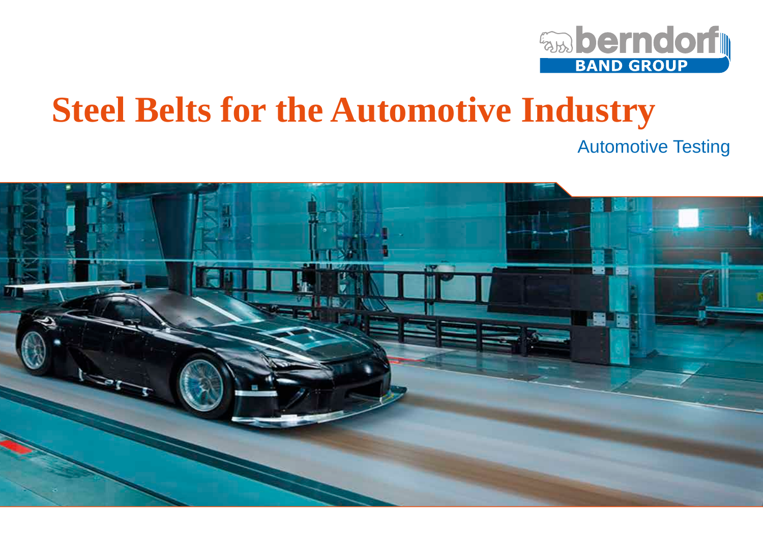# Steel Belts for the Automotive Industry

Automotive Testing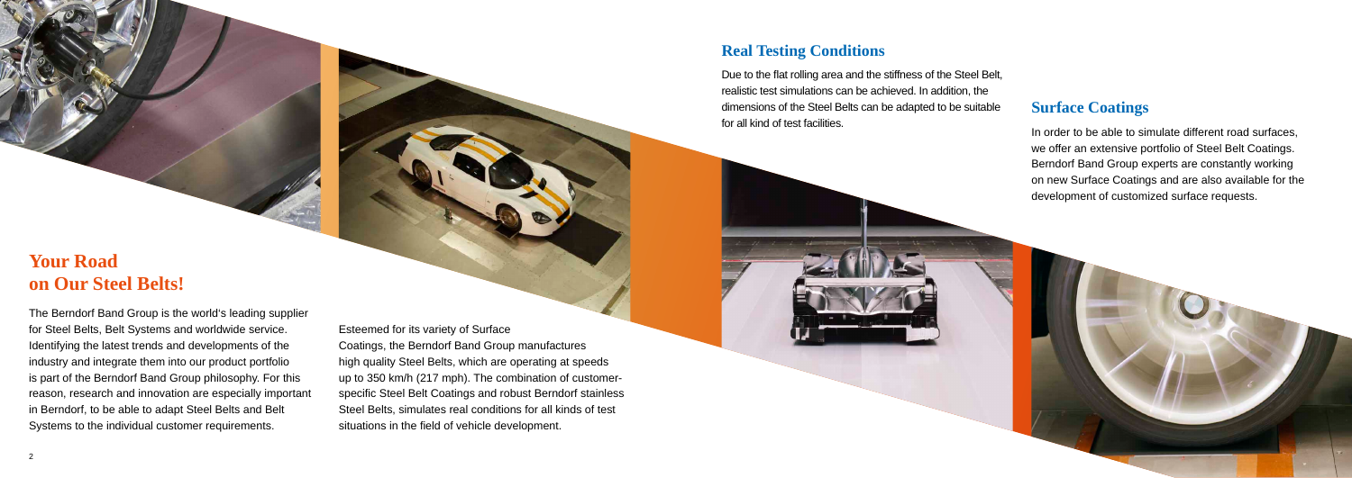## Your Road on Our Steel Belts!

The Berndorf Band Group is the world's leading supplier for Steel Belts, Belt Systems and worldwide service. Identifying the latest trends and developments of the industry and integrate them into our product portfolio is part of the Berndorf Band Group philosophy. For this reason, research and innovation are especially important in Berndorf, to be able to adapt Steel Belts and Belt Systems to the individual customer requirements.

Esteemed for its variety of Surface Coatings, the Berndorf Band Group manufactures high quality Steel Belts, which are operating at speeds up to 350 km/h (217 mph). The combination of customer-specific Steel Belt Coatings and robust Berndorf stainless Steel Belts, simulates real conditions for all kinds of test situations in the field of vehicle development.

## Real Testing Conditions

Due to the flat rolling area and the stiffness of the Steel Belt, realistic test simulations can be achieved. In addition, the dimensions of the Steel Belts can be adapted to be suitable for all kind of test facilities.

## Surface Coatings

In order to be able to simulate different road surfaces, we offer an extensive portfolio of Steel Belt Coatings. Berndorf Band Group experts are constantly working on new Surface Coatings and are also available for the development of customized surface requests.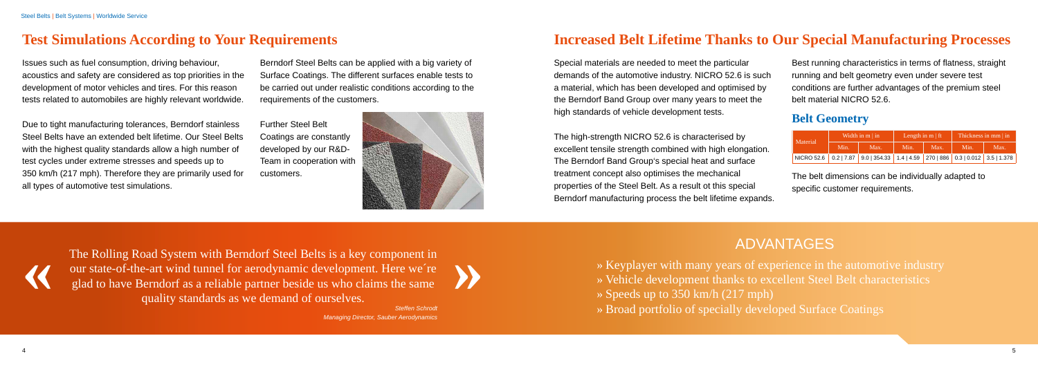## Test Simulations According to Your Requirements

Issues such as fuel consumption, driving behaviour, acoustics and safety are considered as top priorities in the development of motor vehicles and tires. For this reason tests related to automobiles are highly relevant worldwide.

Due to tight manufacturing tolerances, Berndorf stainless Steel Belts have an extended belt lifetime. Our Steel Belts with the highest quality standards allow a high number of test cycles under extreme stresses and speeds up to 350 km/h (217 mph). Therefore they are primarily used for all types of automotive test simulations.

Berndorf Steel Belts can be applied with a big variety of Surface Coatings. The different surfaces enable tests to be carried out under realistic conditions according to the requirements of the customers.

Further Steel Belt Coatings are constantly developed by our R&D-Team in cooperation with customers.

## Increased Belt Lifetime Thanks to Our Special Manufacturing Processes

Special materials are needed to meet the particular demands of the automotive industry. NICRO 52.6 is such a material, which has been developed and optimised by the Berndorf Band Group over many years to meet the high standards of vehicle development tests.

The high-strength NICRO 52.6 is characterised by excellent tensile strength combined with high elongation. The Berndorf Band Group's special heat and surface treatment concept also optimises the mechanical properties of the Steel Belt. As a result of this special Berndorf manufacturing process the belt lifetime expands.

Best running characteristics in terms of flatness, straight running and belt geometry even under severe test conditions are further advantages of the premium steel belt material NICRO 52.6.

### Belt Geometry

| Material | Width in m \| in | | Length in m \| ft | | Thickness in mm \| in | |
|---|---|---|---|---|---|---|
| | Min. | Max. | Min. | Max. | Min. | Max. |
| NICRO 52.6 | 0.2 \| 7.87 | 9.0 \| 354.33 | 1.4 \| 4.59 | 270 \| 886 | 0.3 \| 0.012 | 3.5 \| 1.378 |

The belt dimensions can be individually adapted to specific customer requirements.

« The Rolling Road System with Berndorf Steel Belts is a key component in our state-of-the-art wind tunnel for aerodynamic development. Here we´re glad to have Berndorf as a reliable partner beside us who claims the same quality standards as we demand of ourselves. »

*Steffen Schrodt*
*Managing Director, Sauber Aerodynamics*

## ADVANTAGES

» Keyplayer with many years of experience in the automotive industry
» Vehicle development thanks to excellent Steel Belt characteristics
» Speeds up to 350 km/h (217 mph)
» Broad portfolio of specially developed Surface Coatings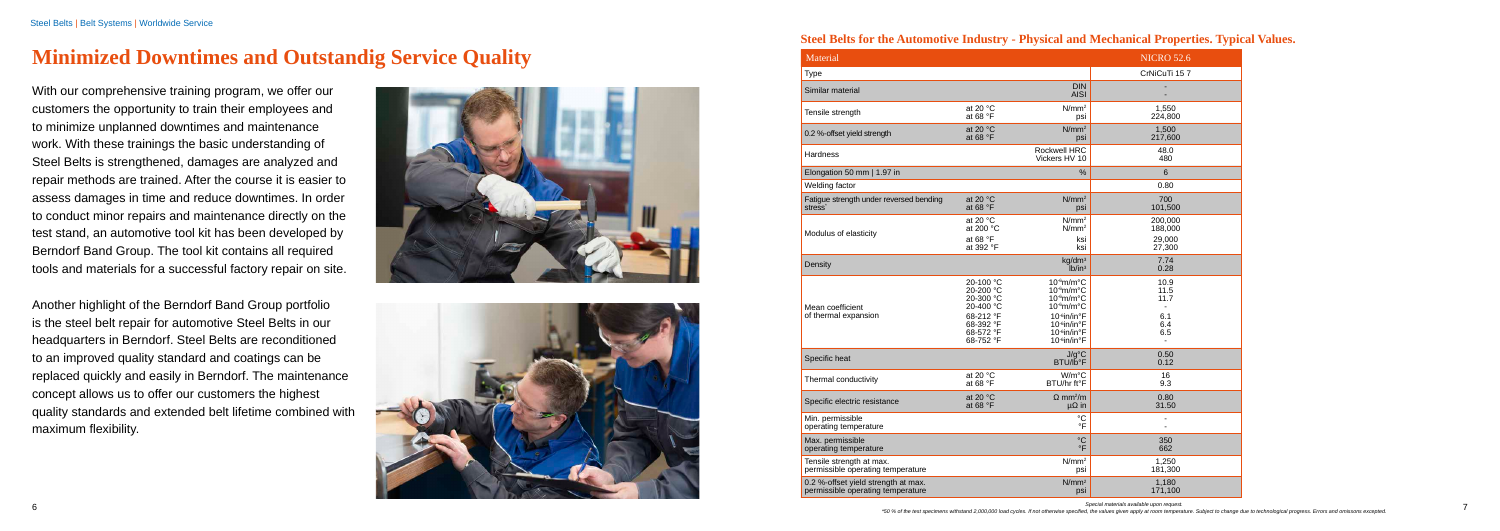# Minimized Downtimes and Outstandig Service Quality

With our comprehensive training program, we offer our customers the opportunity to train their employees and to minimize unplanned downtimes and maintenance work. With these trainings the basic understanding of Steel Belts is strengthened, damages are analyzed and repair methods are trained. After the course it is easier to assess damages in time and reduce downtimes. In order to conduct minor repairs and maintenance directly on the test stand, an automotive tool kit has been developed by Berndorf Band Group. The tool kit contains all required tools and materials for a successful factory repair on site.

Another highlight of the Berndorf Band Group portfolio is the steel belt repair for automotive Steel Belts in our headquarters in Berndorf. Steel Belts are reconditioned to an improved quality standard and coatings can be replaced quickly and easily in Berndorf. The maintenance concept allows us to offer our customers the highest quality standards and extended belt lifetime combined with maximum flexibility.

## Steel Belts for the Automotive Industry - Physical and Mechanical Properties. Typical Values.

| Material | | | NICRO 52.6 |
|---|---|---|---|
| Type | | | CrNiCuTi 15 7 |
| Similar material | | DIN<br>AISI | -<br>- |
| Tensile strength | at 20 °C<br>at 68 °F | N/mm²<br>psi | 1,550<br>224,800 |
| 0.2 %-offset yield strength | at 20 °C<br>at 68 °F | N/mm²<br>psi | 1,500<br>217,600 |
| Hardness | | Rockwell HRC<br>Vickers HV 10 | 48.0<br>480 |
| Elongation 50 mm \| 1.97 in | | % | 6 |
| Welding factor | | | 0.80 |
| Fatigue strength under reversed bending stress* | at 20 °C<br>at 68 °F | N/mm²<br>psi | 700<br>101,500 |
| Modulus of elasticity | at 20 °C<br>at 200 °C<br>at 68 °F<br>at 392 °F | N/mm²<br>N/mm²<br>ksi<br>ksi | 200,000<br>188,000<br>29,000<br>27,300 |
| Density | | kg/dm³<br>lb/in³ | 7.74<br>0.28 |
| Mean coefficient of thermal expansion | 20-100 °C<br>20-200 °C<br>20-300 °C<br>20-400 °C<br>68-212 °F<br>68-392 °F<br>68-572 °F<br>68-752 °F | $10^{-6}$m/m°C<br>$10^{-6}$m/m°C<br>$10^{-6}$m/m°C<br>$10^{-6}$m/m°C<br>$10^{-6}$in/in°F<br>$10^{-6}$in/in°F<br>$10^{-6}$in/in°F<br>$10^{-6}$in/in°F | 10.9<br>11.5<br>11.7<br>-<br>6.1<br>6.4<br>6.5<br>- |
| Specific heat | | J/g°C<br>BTU/lb°F | 0.50<br>0.12 |
| Thermal conductivity | at 20 °C<br>at 68 °F | W/m°C<br>BTU/hr ft°F | 16<br>9.3 |
| Specific electric resistance | at 20 °C<br>at 68 °F | Ω mm²/m<br>µΩ in | 0.80<br>31.50 |
| Min. permissible operating temperature | | °C<br>°F | -<br>- |
| Max. permissible operating temperature | | °C<br>°F | 350<br>662 |
| Tensile strength at max. permissible operating temperature | | N/mm²<br>psi | 1,250<br>181,300 |
| 0.2 %-offset yield strength at max. permissible operating temperature | | N/mm²<br>psi | 1,180<br>171,100 |

Special materials available upon request.

*50 % of the test specimens withstand 2,000,000 load cycles. If not otherwise specified, the values given apply at room temperature. Subject to change due to technological progress. Errors and omissions excepted.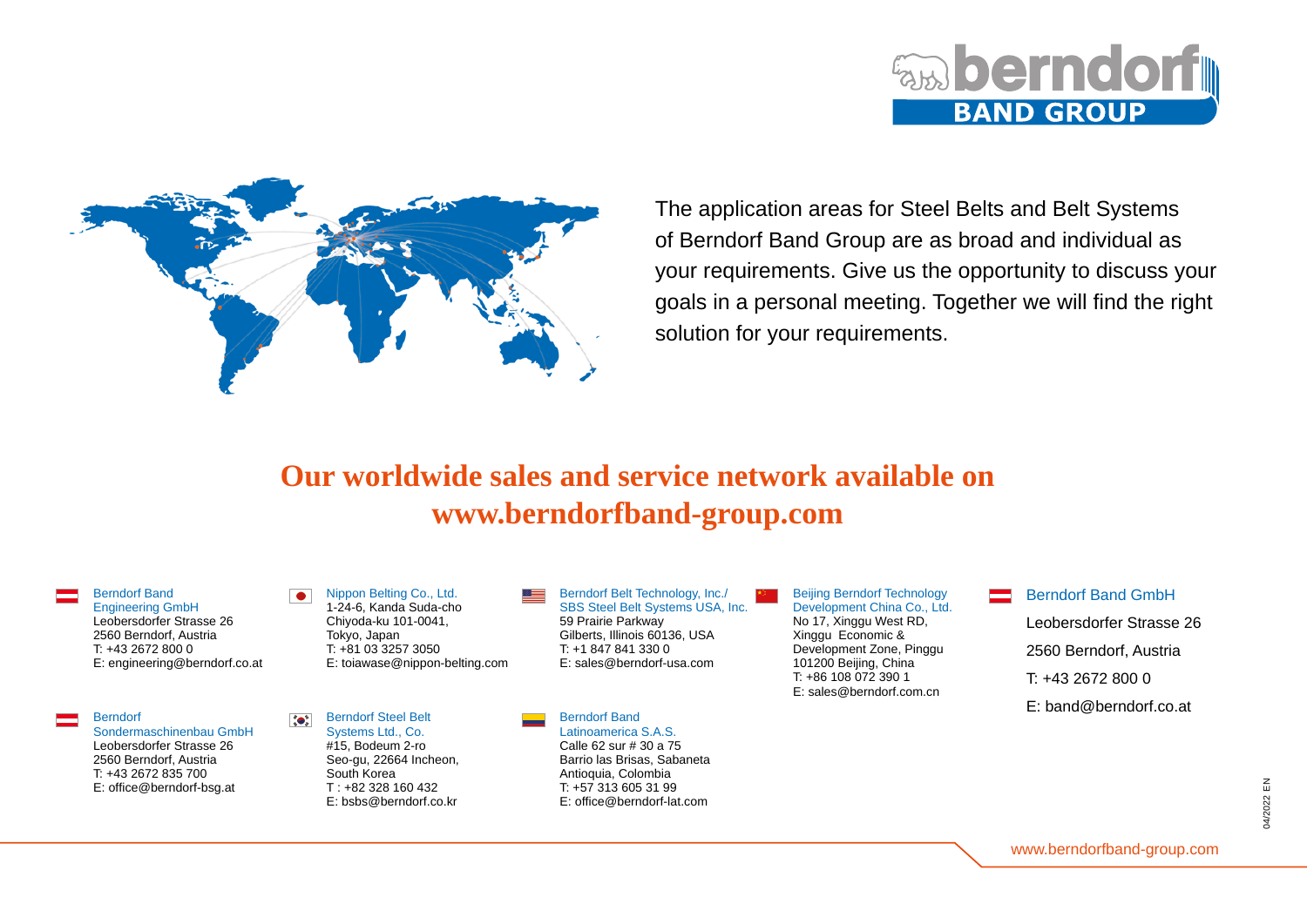The application areas for Steel Belts and Belt Systems of Berndorf Band Group are as broad and individual as your requirements. Give us the opportunity to discuss your goals in a personal meeting. Together we will find the right solution for your requirements.

## Our worldwide sales and service network available on www.berndorfband-group.com

**Berndorf Band Engineering GmbH**
Leobersdorfer Strasse 26
2560 Berndorf, Austria
T: +43 2672 800 0
E: engineering@berndorf.co.at

**Berndorf Sondermaschinenbau GmbH**
Leobersdorfer Strasse 26
2560 Berndorf, Austria
T: +43 2672 835 700
E: office@berndorf-bsg.at

**Nippon Belting Co., Ltd.**
1-24-6, Kanda Suda-cho
Chiyoda-ku 101-0041,
Tokyo, Japan
T: +81 03 3257 3050
E: toiawase@nippon-belting.com

**Berndorf Steel Belt Systems Ltd., Co.**
#15, Bodeum 2-ro
Seo-gu, 22664 Incheon,
South Korea
T : +82 328 160 432
E: bsbs@berndorf.co.kr

**Berndorf Belt Technology, Inc./ SBS Steel Belt Systems USA, Inc.**
59 Prairie Parkway
Gilberts, Illinois 60136, USA
T: +1 847 841 330 0
E: sales@berndorf-usa.com

**Berndorf Band Latinoamerica S.A.S.**
Calle 62 sur # 30 a 75
Barrio las Brisas, Sabaneta
Antioquia, Colombia
T: +57 313 605 31 99
E: office@berndorf-lat.com

**Beijing Berndorf Technology Development China Co., Ltd.**
No 17, Xinggu West RD,
Xinggu Economic &
Development Zone, Pinggu
101200 Beijing, China
T: +86 108 072 390 1
E: sales@berndorf.com.cn

**Berndorf Band GmbH**
Leobersdorfer Strasse 26
2560 Berndorf, Austria
T: +43 2672 800 0
E: band@berndorf.co.at

04/2022 EN

www.berndorfband-group.com